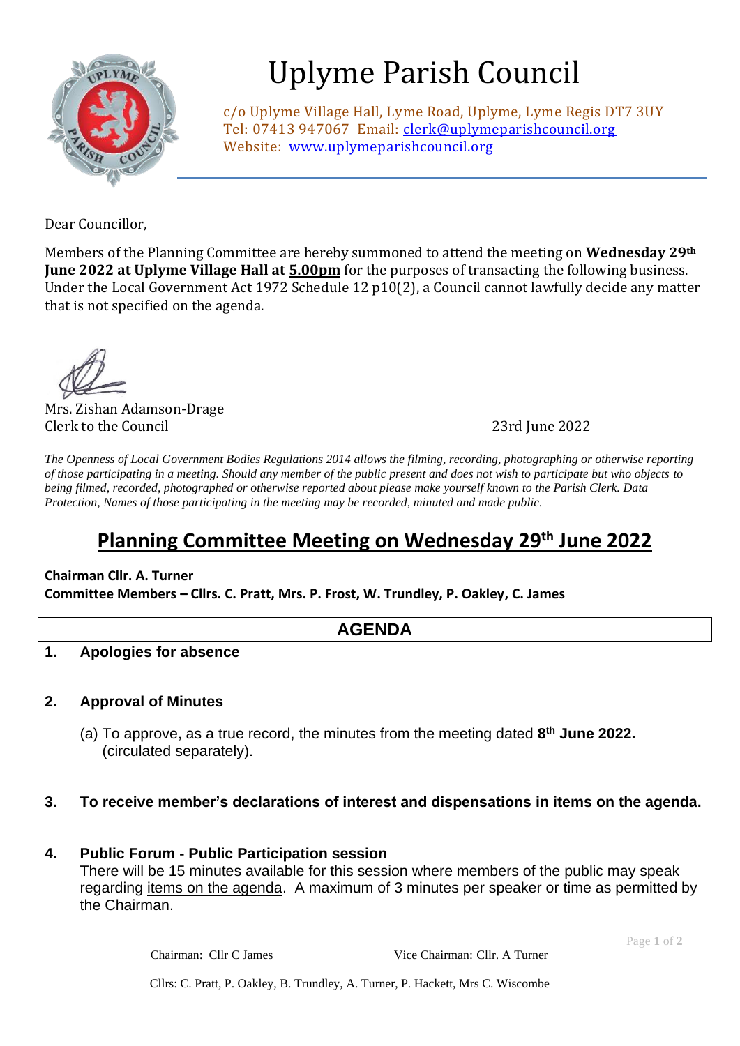# Uplyme Parish Council

c/o Uplyme Village Hall, Lyme Road, Uplyme, Lyme Regis DT7 3UY
Tel: 07413 947067 Email: clerk@uplymeparishcouncil.org
Website: www.uplymeparishcouncil.org

Dear Councillor,

Members of the Planning Committee are hereby summoned to attend the meeting on **Wednesday 29th June 2022 at Uplyme Village Hall at 5.00pm** for the purposes of transacting the following business. Under the Local Government Act 1972 Schedule 12 p10(2), a Council cannot lawfully decide any matter that is not specified on the agenda.

Mrs. Zishan Adamson-Drage
Clerk to the Council

23rd June 2022

*The Openness of Local Government Bodies Regulations 2014 allows the filming, recording, photographing or otherwise reporting of those participating in a meeting. Should any member of the public present and does not wish to participate but who objects to being filmed, recorded, photographed or otherwise reported about please make yourself known to the Parish Clerk. Data Protection, Names of those participating in the meeting may be recorded, minuted and made public.*

## Planning Committee Meeting on Wednesday 29th June 2022

**Chairman Cllr. A. Turner**
**Committee Members – Cllrs. C. Pratt, Mrs. P. Frost, W. Trundley, P. Oakley, C. James**

## AGENDA

**1. Apologies for absence**

**2. Approval of Minutes**

(a) To approve, as a true record, the minutes from the meeting dated **8th June 2022.** (circulated separately).

**3. To receive member's declarations of interest and dispensations in items on the agenda.**

**4. Public Forum - Public Participation session**
There will be 15 minutes available for this session where members of the public may speak regarding items on the agenda. A maximum of 3 minutes per speaker or time as permitted by the Chairman.

Chairman: Cllr C James Vice Chairman: Cllr. A Turner

Cllrs: C. Pratt, P. Oakley, B. Trundley, A. Turner, P. Hackett, Mrs C. Wiscombe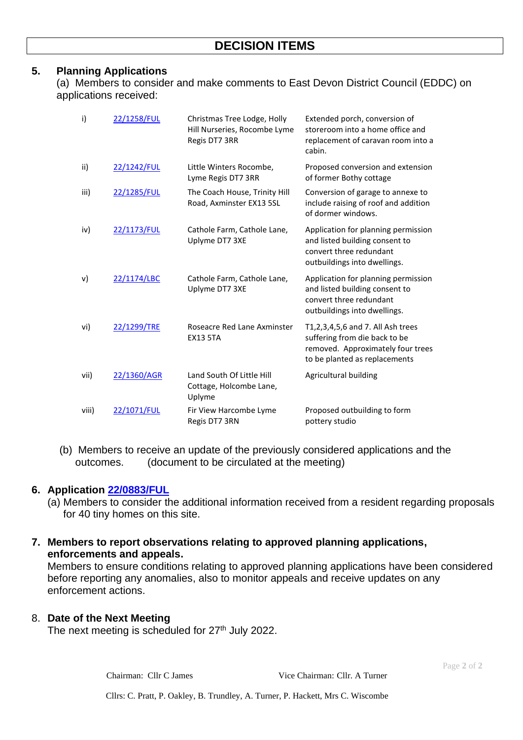# DECISION ITEMS

## 5. Planning Applications

(a) Members to consider and make comments to East Devon District Council (EDDC) on applications received:

| | | | |
|---|---|---|---|
| i) | 22/1258/FUL | Christmas Tree Lodge, Holly Hill Nurseries, Rocombe Lyme Regis DT7 3RR | Extended porch, conversion of storeroom into a home office and replacement of caravan room into a cabin. |
| ii) | 22/1242/FUL | Little Winters Rocombe, Lyme Regis DT7 3RR | Proposed conversion and extension of former Bothy cottage |
| iii) | 22/1285/FUL | The Coach House, Trinity Hill Road, Axminster EX13 5SL | Conversion of garage to annexe to include raising of roof and addition of dormer windows. |
| iv) | 22/1173/FUL | Cathole Farm, Cathole Lane, Uplyme DT7 3XE | Application for planning permission and listed building consent to convert three redundant outbuildings into dwellings. |
| v) | 22/1174/LBC | Cathole Farm, Cathole Lane, Uplyme DT7 3XE | Application for planning permission and listed building consent to convert three redundant outbuildings into dwellings. |
| vi) | 22/1299/TRE | Roseacre Red Lane Axminster EX13 5TA | T1,2,3,4,5,6 and 7. All Ash trees suffering from die back to be removed. Approximately four trees to be planted as replacements |
| vii) | 22/1360/AGR | Land South Of Little Hill Cottage, Holcombe Lane, Uplyme | Agricultural building |
| viii) | 22/1071/FUL | Fir View Harcombe Lyme Regis DT7 3RN | Proposed outbuilding to form pottery studio |

(b) Members to receive an update of the previously considered applications and the outcomes. (document to be circulated at the meeting)

## 6. Application 22/0883/FUL

(a) Members to consider the additional information received from a resident regarding proposals for 40 tiny homes on this site.

## 7. Members to report observations relating to approved planning applications, enforcements and appeals.

Members to ensure conditions relating to approved planning applications have been considered before reporting any anomalies, also to monitor appeals and receive updates on any enforcement actions.

## 8. Date of the Next Meeting

The next meeting is scheduled for 27th July 2022.

Chairman: Cllr C James    Vice Chairman: Cllr. A Turner

Cllrs: C. Pratt, P. Oakley, B. Trundley, A. Turner, P. Hackett, Mrs C. Wiscombe